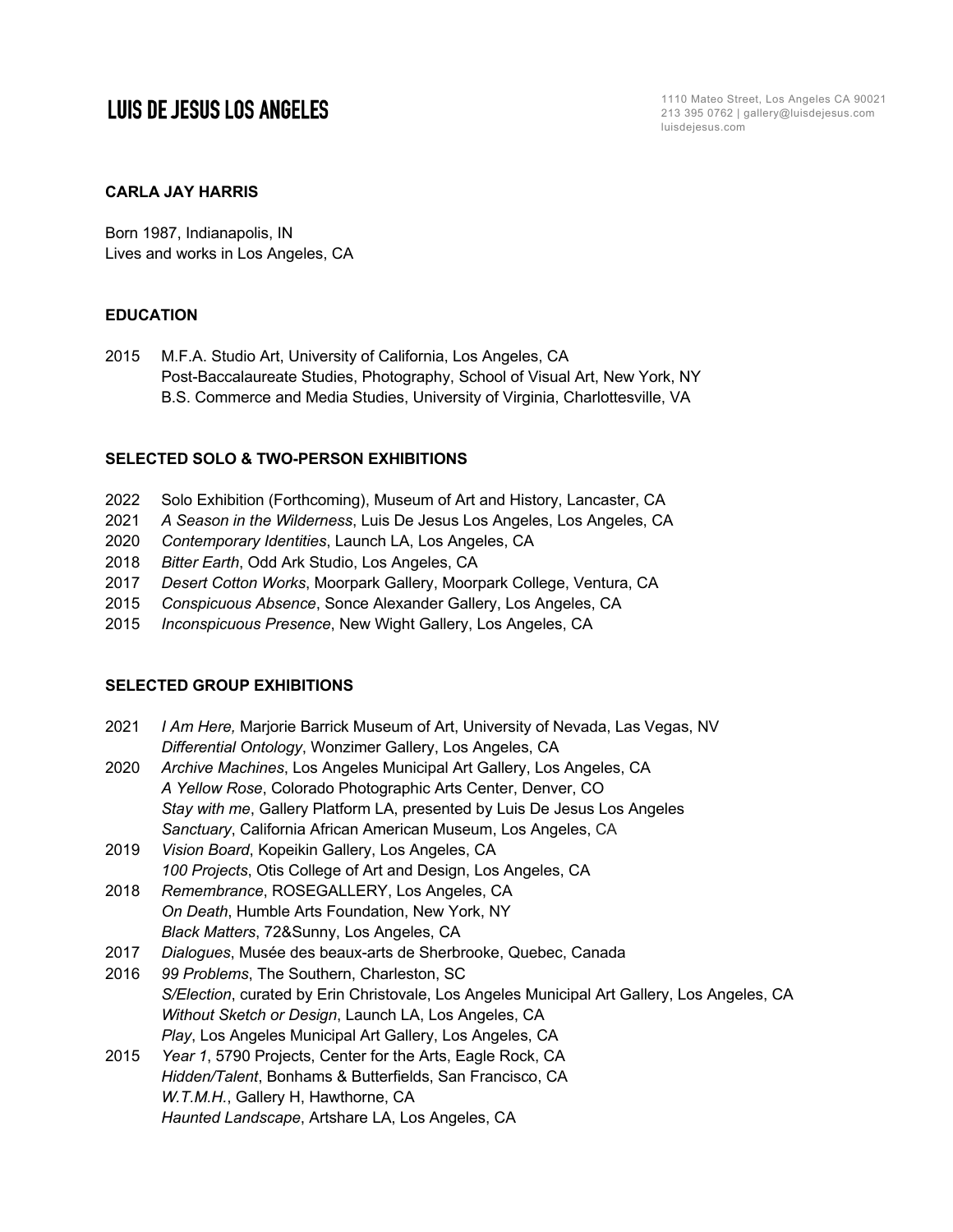# LUIS DE JESUS LOS ANGELES

1110 Mateo Street, Los Angeles CA 90021
213 395 0762 | gallery@luisdejesus.com
luisdejesus.com

**CARLA JAY HARRIS**

Born 1987, Indianapolis, IN
Lives and works in Los Angeles, CA

## EDUCATION

2015 M.F.A. Studio Art, University of California, Los Angeles, CA
Post-Baccalaureate Studies, Photography, School of Visual Art, New York, NY
B.S. Commerce and Media Studies, University of Virginia, Charlottesville, VA

## SELECTED SOLO & TWO-PERSON EXHIBITIONS

2022 Solo Exhibition (Forthcoming), Museum of Art and History, Lancaster, CA
2021 *A Season in the Wilderness*, Luis De Jesus Los Angeles, Los Angeles, CA
2020 *Contemporary Identities*, Launch LA, Los Angeles, CA
2018 *Bitter Earth*, Odd Ark Studio, Los Angeles, CA
2017 *Desert Cotton Works*, Moorpark Gallery, Moorpark College, Ventura, CA
2015 *Conspicuous Absence*, Sonce Alexander Gallery, Los Angeles, CA
2015 *Inconspicuous Presence*, New Wight Gallery, Los Angeles, CA

## SELECTED GROUP EXHIBITIONS

2021 *I Am Here,* Marjorie Barrick Museum of Art, University of Nevada, Las Vegas, NV
*Differential Ontology*, Wonzimer Gallery, Los Angeles, CA
2020 *Archive Machines*, Los Angeles Municipal Art Gallery, Los Angeles, CA
*A Yellow Rose*, Colorado Photographic Arts Center, Denver, CO
*Stay with me*, Gallery Platform LA, presented by Luis De Jesus Los Angeles
*Sanctuary*, California African American Museum, Los Angeles, CA
2019 *Vision Board*, Kopeikin Gallery, Los Angeles, CA
*100 Projects*, Otis College of Art and Design, Los Angeles, CA
2018 *Remembrance*, ROSEGALLERY, Los Angeles, CA
*On Death*, Humble Arts Foundation, New York, NY
*Black Matters*, 72&Sunny, Los Angeles, CA
2017 *Dialogues*, Musée des beaux-arts de Sherbrooke, Quebec, Canada
2016 *99 Problems*, The Southern, Charleston, SC
*S/Election*, curated by Erin Christovale, Los Angeles Municipal Art Gallery, Los Angeles, CA
*Without Sketch or Design*, Launch LA, Los Angeles, CA
*Play*, Los Angeles Municipal Art Gallery, Los Angeles, CA
2015 *Year 1*, 5790 Projects, Center for the Arts, Eagle Rock, CA
*Hidden/Talent*, Bonhams & Butterfields, San Francisco, CA
*W.T.M.H.*, Gallery H, Hawthorne, CA
*Haunted Landscape*, Artshare LA, Los Angeles, CA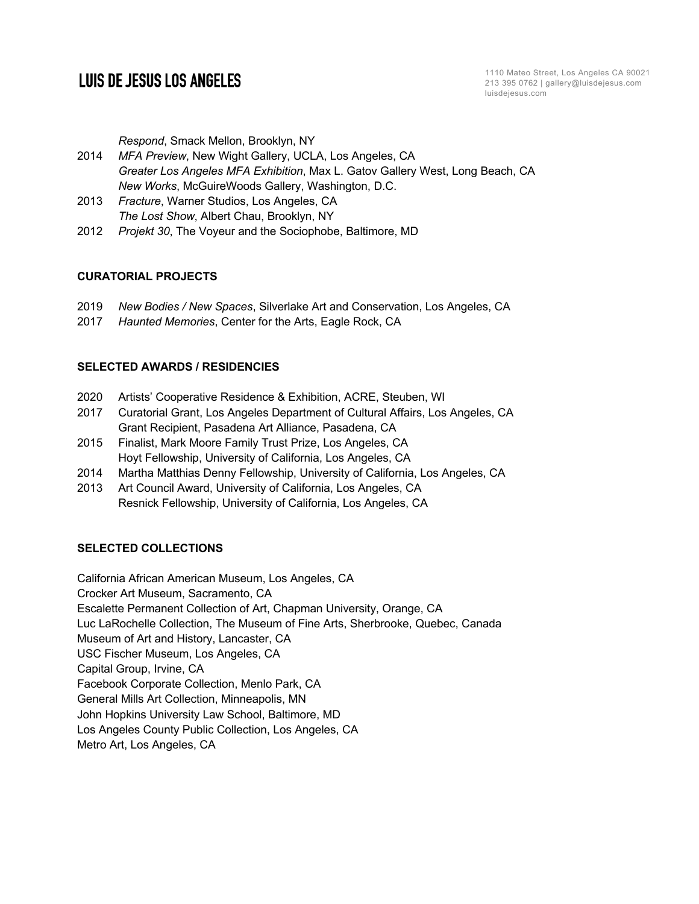*Respond*, Smack Mellon, Brooklyn, NY

2014 *MFA Preview*, New Wight Gallery, UCLA, Los Angeles, CA
*Greater Los Angeles MFA Exhibition*, Max L. Gatov Gallery West, Long Beach, CA
*New Works*, McGuireWoods Gallery, Washington, D.C.

2013 *Fracture*, Warner Studios, Los Angeles, CA
*The Lost Show*, Albert Chau, Brooklyn, NY

2012 *Projekt 30*, The Voyeur and the Sociophobe, Baltimore, MD

**CURATORIAL PROJECTS**

2019 *New Bodies / New Spaces*, Silverlake Art and Conservation, Los Angeles, CA

2017 *Haunted Memories*, Center for the Arts, Eagle Rock, CA

**SELECTED AWARDS / RESIDENCIES**

2020 Artists' Cooperative Residence & Exhibition, ACRE, Steuben, WI

2017 Curatorial Grant, Los Angeles Department of Cultural Affairs, Los Angeles, CA
Grant Recipient, Pasadena Art Alliance, Pasadena, CA

2015 Finalist, Mark Moore Family Trust Prize, Los Angeles, CA
Hoyt Fellowship, University of California, Los Angeles, CA

2014 Martha Matthias Denny Fellowship, University of California, Los Angeles, CA

2013 Art Council Award, University of California, Los Angeles, CA
Resnick Fellowship, University of California, Los Angeles, CA

**SELECTED COLLECTIONS**

California African American Museum, Los Angeles, CA
Crocker Art Museum, Sacramento, CA
Escalette Permanent Collection of Art, Chapman University, Orange, CA
Luc LaRochelle Collection, The Museum of Fine Arts, Sherbrooke, Quebec, Canada
Museum of Art and History, Lancaster, CA
USC Fischer Museum, Los Angeles, CA
Capital Group, Irvine, CA
Facebook Corporate Collection, Menlo Park, CA
General Mills Art Collection, Minneapolis, MN
John Hopkins University Law School, Baltimore, MD
Los Angeles County Public Collection, Los Angeles, CA
Metro Art, Los Angeles, CA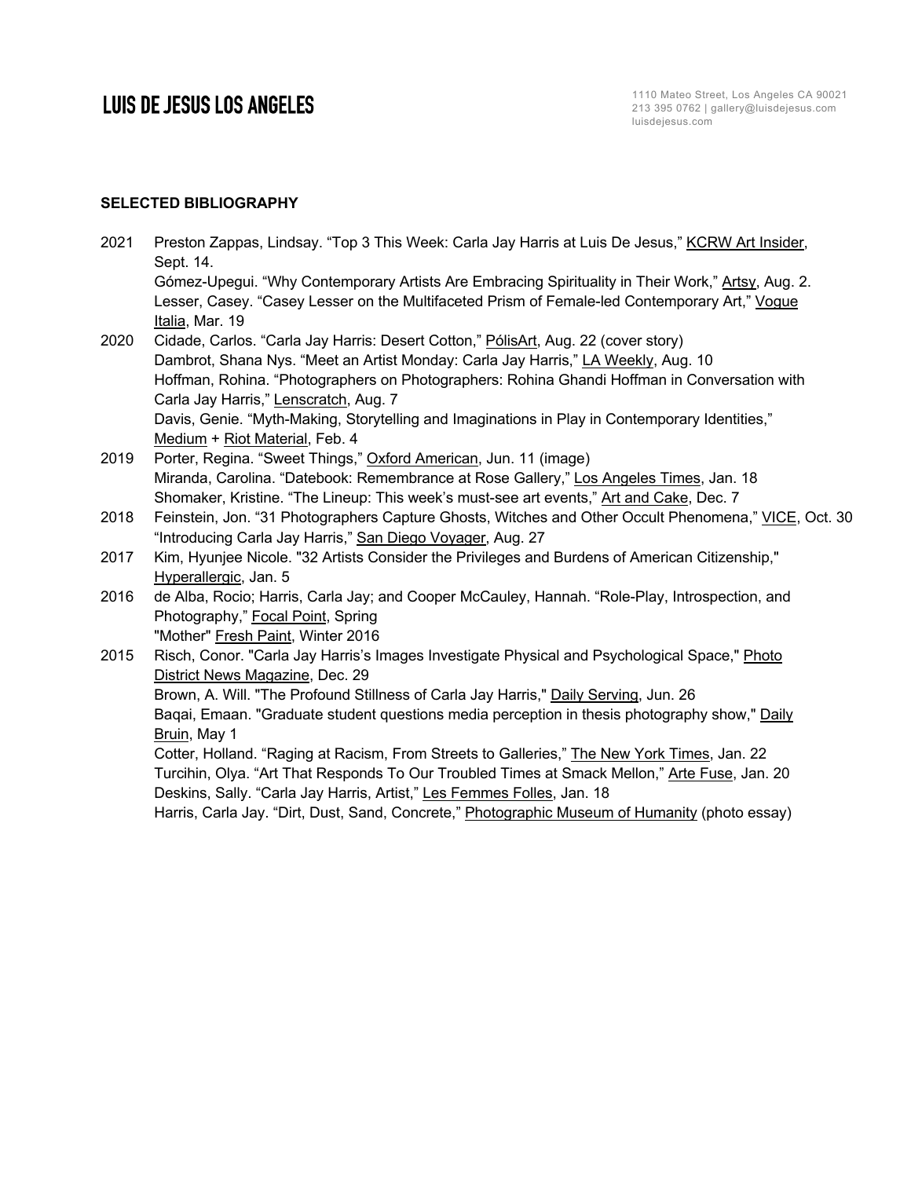**SELECTED BIBLIOGRAPHY**

2021 Preston Zappas, Lindsay. "Top 3 This Week: Carla Jay Harris at Luis De Jesus," KCRW Art Insider, Sept. 14.
Gómez-Upegui. "Why Contemporary Artists Are Embracing Spirituality in Their Work," Artsy, Aug. 2.
Lesser, Casey. "Casey Lesser on the Multifaceted Prism of Female-led Contemporary Art," Vogue Italia, Mar. 19

2020 Cidade, Carlos. "Carla Jay Harris: Desert Cotton," PólisArt, Aug. 22 (cover story)
Dambrot, Shana Nys. "Meet an Artist Monday: Carla Jay Harris," LA Weekly, Aug. 10
Hoffman, Rohina. "Photographers on Photographers: Rohina Ghandi Hoffman in Conversation with Carla Jay Harris," Lenscratch, Aug. 7
Davis, Genie. "Myth-Making, Storytelling and Imaginations in Play in Contemporary Identities," Medium + Riot Material, Feb. 4

2019 Porter, Regina. "Sweet Things," Oxford American, Jun. 11 (image)
Miranda, Carolina. "Datebook: Remembrance at Rose Gallery," Los Angeles Times, Jan. 18
Shomaker, Kristine. "The Lineup: This week's must-see art events," Art and Cake, Dec. 7

2018 Feinstein, Jon. "31 Photographers Capture Ghosts, Witches and Other Occult Phenomena," VICE, Oct. 30
"Introducing Carla Jay Harris," San Diego Voyager, Aug. 27

2017 Kim, Hyunjee Nicole. "32 Artists Consider the Privileges and Burdens of American Citizenship," Hyperallergic, Jan. 5

2016 de Alba, Rocio; Harris, Carla Jay; and Cooper McCauley, Hannah. "Role-Play, Introspection, and Photography," Focal Point, Spring
"Mother" Fresh Paint, Winter 2016

2015 Risch, Conor. "Carla Jay Harris's Images Investigate Physical and Psychological Space," Photo District News Magazine, Dec. 29
Brown, A. Will. "The Profound Stillness of Carla Jay Harris," Daily Serving, Jun. 26
Baqai, Emaan. "Graduate student questions media perception in thesis photography show," Daily Bruin, May 1
Cotter, Holland. "Raging at Racism, From Streets to Galleries," The New York Times, Jan. 22
Turcihin, Olya. "Art That Responds To Our Troubled Times at Smack Mellon," Arte Fuse, Jan. 20
Deskins, Sally. "Carla Jay Harris, Artist," Les Femmes Folles, Jan. 18
Harris, Carla Jay. "Dirt, Dust, Sand, Concrete," Photographic Museum of Humanity (photo essay)